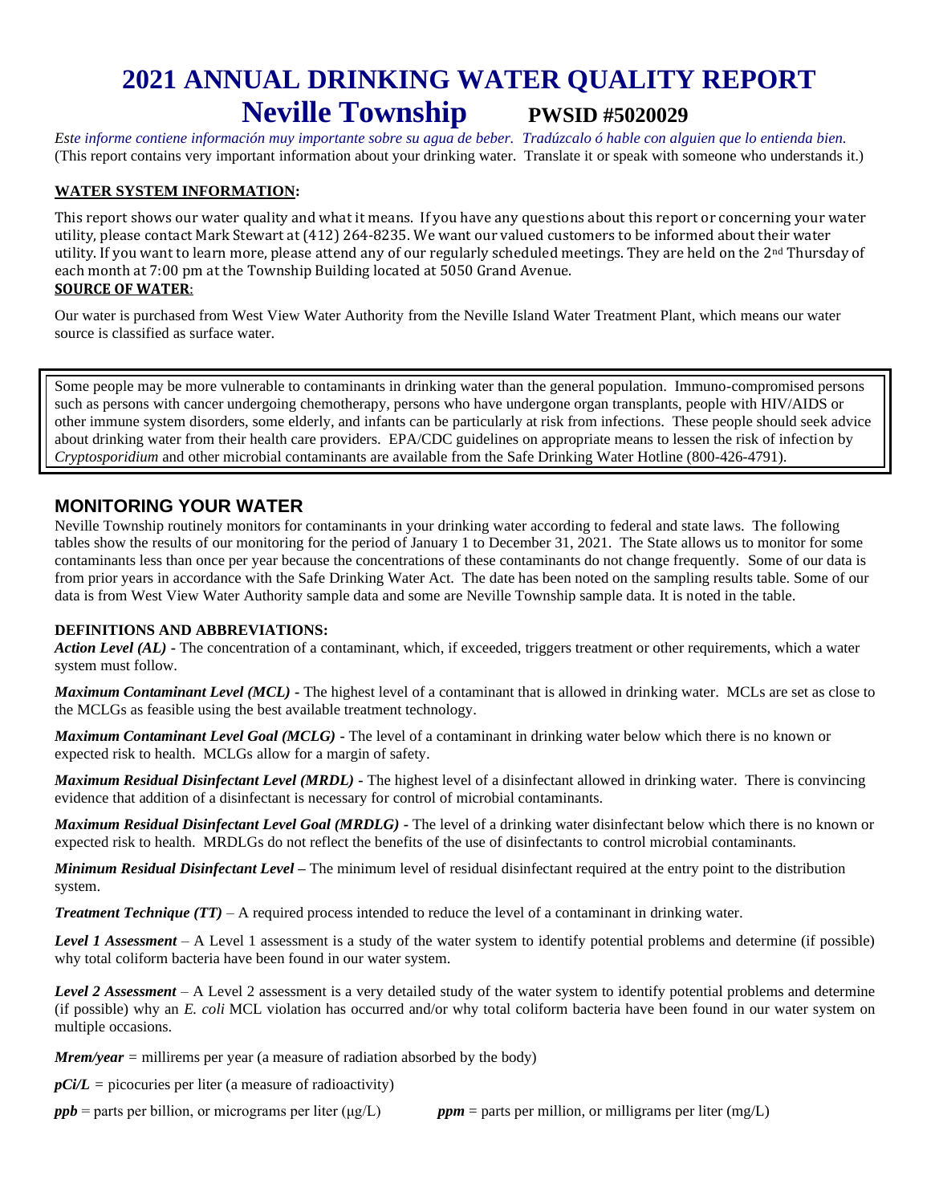# 2021 ANNUAL DRINKING WATER QUALITY REPORT

# Neville Township PWSID #5020029

*Este informe contiene información muy importante sobre su agua de beber. Tradúzcalo ó hable con alguien que lo entienda bien.*
(This report contains very important information about your drinking water. Translate it or speak with someone who understands it.)

**WATER SYSTEM INFORMATION:**

This report shows our water quality and what it means. If you have any questions about this report or concerning your water utility, please contact Mark Stewart at (412) 264-8235. We want our valued customers to be informed about their water utility. If you want to learn more, please attend any of our regularly scheduled meetings. They are held on the 2nd Thursday of each month at 7:00 pm at the Township Building located at 5050 Grand Avenue.

**SOURCE OF WATER:**

Our water is purchased from West View Water Authority from the Neville Island Water Treatment Plant, which means our water source is classified as surface water.

Some people may be more vulnerable to contaminants in drinking water than the general population. Immuno-compromised persons such as persons with cancer undergoing chemotherapy, persons who have undergone organ transplants, people with HIV/AIDS or other immune system disorders, some elderly, and infants can be particularly at risk from infections. These people should seek advice about drinking water from their health care providers. EPA/CDC guidelines on appropriate means to lessen the risk of infection by *Cryptosporidium* and other microbial contaminants are available from the Safe Drinking Water Hotline (800-426-4791).

## MONITORING YOUR WATER

Neville Township routinely monitors for contaminants in your drinking water according to federal and state laws. The following tables show the results of our monitoring for the period of January 1 to December 31, 2021. The State allows us to monitor for some contaminants less than once per year because the concentrations of these contaminants do not change frequently. Some of our data is from prior years in accordance with the Safe Drinking Water Act. The date has been noted on the sampling results table. Some of our data is from West View Water Authority sample data and some are Neville Township sample data. It is noted in the table.

**DEFINITIONS AND ABBREVIATIONS:**

***Action Level (AL)*** - The concentration of a contaminant, which, if exceeded, triggers treatment or other requirements, which a water system must follow.

***Maximum Contaminant Level (MCL)*** - The highest level of a contaminant that is allowed in drinking water. MCLs are set as close to the MCLGs as feasible using the best available treatment technology.

***Maximum Contaminant Level Goal (MCLG)*** - The level of a contaminant in drinking water below which there is no known or expected risk to health. MCLGs allow for a margin of safety.

***Maximum Residual Disinfectant Level (MRDL)*** - The highest level of a disinfectant allowed in drinking water. There is convincing evidence that addition of a disinfectant is necessary for control of microbial contaminants.

***Maximum Residual Disinfectant Level Goal (MRDLG)*** - The level of a drinking water disinfectant below which there is no known or expected risk to health. MRDLGs do not reflect the benefits of the use of disinfectants to control microbial contaminants.

***Minimum Residual Disinfectant Level*** – The minimum level of residual disinfectant required at the entry point to the distribution system.

***Treatment Technique (TT)*** – A required process intended to reduce the level of a contaminant in drinking water.

***Level 1 Assessment*** – A Level 1 assessment is a study of the water system to identify potential problems and determine (if possible) why total coliform bacteria have been found in our water system.

***Level 2 Assessment*** – A Level 2 assessment is a very detailed study of the water system to identify potential problems and determine (if possible) why an *E. coli* MCL violation has occurred and/or why total coliform bacteria have been found in our water system on multiple occasions.

***Mrem/year*** = millirems per year (a measure of radiation absorbed by the body)

***pCi/L*** = picocuries per liter (a measure of radioactivity)

***ppb*** = parts per billion, or micrograms per liter (μg/L)

***ppm*** = parts per million, or milligrams per liter (mg/L)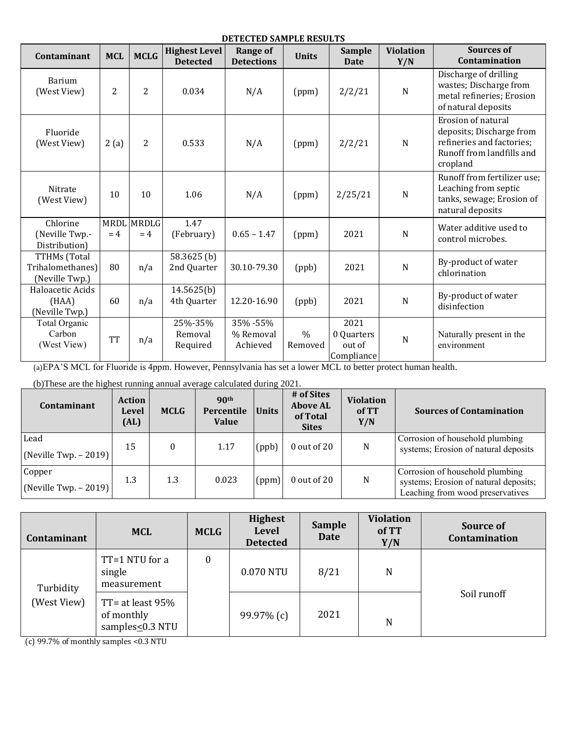**DETECTED SAMPLE RESULTS**

| Contaminant | MCL | MCLG | Highest Level Detected | Range of Detections | Units | Sample Date | Violation Y/N | Sources of Contamination |
|---|---|---|---|---|---|---|---|---|
| Barium (West View) | 2 | 2 | 0.034 | N/A | (ppm) | 2/2/21 | N | Discharge of drilling wastes; Discharge from metal refineries; Erosion of natural deposits |
| Fluoride (West View) | 2 (a) | 2 | 0.533 | N/A | (ppm) | 2/2/21 | N | Erosion of natural deposits; Discharge from refineries and factories; Runoff from landfills and cropland |
| Nitrate (West View) | 10 | 10 | 1.06 | N/A | (ppm) | 2/25/21 | N | Runoff from fertilizer use; Leaching from septic tanks, sewage; Erosion of natural deposits |
| Chlorine (Neville Twp.- Distribution) | MRDL = 4 | MRDLG = 4 | 1.47 (February) | 0.65 – 1.47 | (ppm) | 2021 | N | Water additive used to control microbes. |
| TTHMs (Total Trihalomethanes) (Neville Twp.) | 80 | n/a | 58.3625 (b) 2nd Quarter | 30.10-79.30 | (ppb) | 2021 | N | By-product of water chlorination |
| Haloacetic Acids (HAA) (Neville Twp.) | 60 | n/a | 14.5625(b) 4th Quarter | 12.20-16.90 | (ppb) | 2021 | N | By-product of water disinfection |
| Total Organic Carbon (West View) | TT | n/a | 25%-35% Removal Required | 35% -55% % Removal Achieved | % Removed | 2021 0 Quarters out of Compliance | N | Naturally present in the environment |

(a)EPA'S MCL for Fluoride is 4ppm. However, Pennsylvania has set a lower MCL to better protect human health.

(b)These are the highest running annual average calculated during 2021.

| Contaminant | Action Level (AL) | MCLG | 90th Percentile Value | Units | # of Sites Above AL of Total Sites | Violation of TT Y/N | Sources of Contamination |
|---|---|---|---|---|---|---|---|
| Lead (Neville Twp. – 2019) | 15 | 0 | 1.17 | (ppb) | 0 out of 20 | N | Corrosion of household plumbing systems; Erosion of natural deposits |
| Copper (Neville Twp. – 2019) | 1.3 | 1.3 | 0.023 | (ppm) | 0 out of 20 | N | Corrosion of household plumbing systems; Erosion of natural deposits; Leaching from wood preservatives |

| Contaminant | MCL | MCLG | Highest Level Detected | Sample Date | Violation of TT Y/N | Source of Contamination |
|---|---|---|---|---|---|---|
| Turbidity (West View) | TT=1 NTU for a single measurement | 0 | 0.070 NTU | 8/21 | N | Soil runoff |
| | TT= at least 95% of monthly samples≤0.3 NTU | | 99.97% (c) | 2021 | N | |

(c) 99.7% of monthly samples <0.3 NTU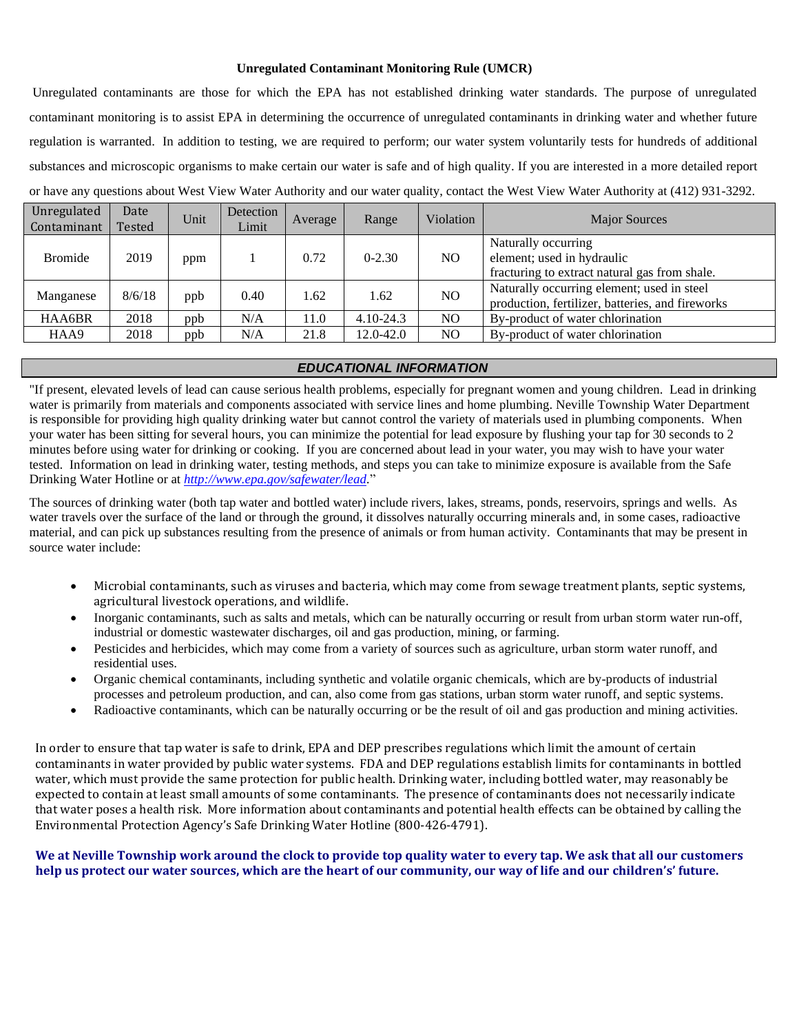### Unregulated Contaminant Monitoring Rule (UMCR)

Unregulated contaminants are those for which the EPA has not established drinking water standards. The purpose of unregulated contaminant monitoring is to assist EPA in determining the occurrence of unregulated contaminants in drinking water and whether future regulation is warranted. In addition to testing, we are required to perform; our water system voluntarily tests for hundreds of additional substances and microscopic organisms to make certain our water is safe and of high quality. If you are interested in a more detailed report or have any questions about West View Water Authority and our water quality, contact the West View Water Authority at (412) 931-3292.

| Unregulated Contaminant | Date Tested | Unit | Detection Limit | Average | Range | Violation | Major Sources |
|---|---|---|---|---|---|---|---|
| Bromide | 2019 | ppm | 1 | 0.72 | 0-2.30 | NO | Naturally occurring element; used in hydraulic fracturing to extract natural gas from shale. |
| Manganese | 8/6/18 | ppb | 0.40 | 1.62 | 1.62 | NO | Naturally occurring element; used in steel production, fertilizer, batteries, and fireworks |
| HAA6BR | 2018 | ppb | N/A | 11.0 | 4.10-24.3 | NO | By-product of water chlorination |
| HAA9 | 2018 | ppb | N/A | 21.8 | 12.0-42.0 | NO | By-product of water chlorination |

## *EDUCATIONAL INFORMATION*

"If present, elevated levels of lead can cause serious health problems, especially for pregnant women and young children. Lead in drinking water is primarily from materials and components associated with service lines and home plumbing. Neville Township Water Department is responsible for providing high quality drinking water but cannot control the variety of materials used in plumbing components. When your water has been sitting for several hours, you can minimize the potential for lead exposure by flushing your tap for 30 seconds to 2 minutes before using water for drinking or cooking. If you are concerned about lead in your water, you may wish to have your water tested. Information on lead in drinking water, testing methods, and steps you can take to minimize exposure is available from the Safe Drinking Water Hotline or at *http://www.epa.gov/safewater/lead*."

The sources of drinking water (both tap water and bottled water) include rivers, lakes, streams, ponds, reservoirs, springs and wells. As water travels over the surface of the land or through the ground, it dissolves naturally occurring minerals and, in some cases, radioactive material, and can pick up substances resulting from the presence of animals or from human activity. Contaminants that may be present in source water include:

- Microbial contaminants, such as viruses and bacteria, which may come from sewage treatment plants, septic systems, agricultural livestock operations, and wildlife.
- Inorganic contaminants, such as salts and metals, which can be naturally occurring or result from urban storm water run-off, industrial or domestic wastewater discharges, oil and gas production, mining, or farming.
- Pesticides and herbicides, which may come from a variety of sources such as agriculture, urban storm water runoff, and residential uses.
- Organic chemical contaminants, including synthetic and volatile organic chemicals, which are by-products of industrial processes and petroleum production, and can, also come from gas stations, urban storm water runoff, and septic systems.
- Radioactive contaminants, which can be naturally occurring or be the result of oil and gas production and mining activities.

In order to ensure that tap water is safe to drink, EPA and DEP prescribes regulations which limit the amount of certain contaminants in water provided by public water systems. FDA and DEP regulations establish limits for contaminants in bottled water, which must provide the same protection for public health. Drinking water, including bottled water, may reasonably be expected to contain at least small amounts of some contaminants. The presence of contaminants does not necessarily indicate that water poses a health risk. More information about contaminants and potential health effects can be obtained by calling the Environmental Protection Agency's Safe Drinking Water Hotline (800-426-4791).

**We at Neville Township work around the clock to provide top quality water to every tap. We ask that all our customers help us protect our water sources, which are the heart of our community, our way of life and our children's' future.**